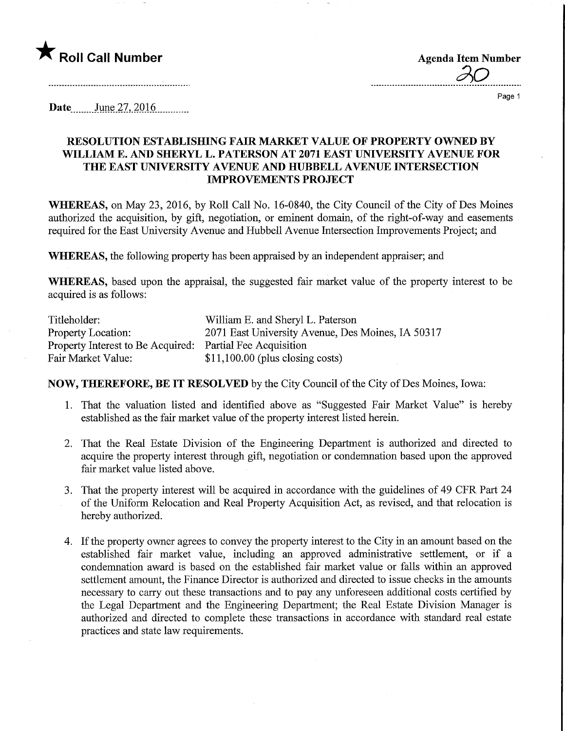★ **Roll Call Number**

**Agenda Item Number**

30

**Date** June 27, 2016

## RESOLUTION ESTABLISHING FAIR MARKET VALUE OF PROPERTY OWNED BY WILLIAM E. AND SHERYL L. PATERSON AT 2071 EAST UNIVERSITY AVENUE FOR THE EAST UNIVERSITY AVENUE AND HUBBELL AVENUE INTERSECTION IMPROVEMENTS PROJECT

**WHEREAS,** on May 23, 2016, by Roll Call No. 16-0840, the City Council of the City of Des Moines authorized the acquisition, by gift, negotiation, or eminent domain, of the right-of-way and easements required for the East University Avenue and Hubbell Avenue Intersection Improvements Project; and

**WHEREAS,** the following property has been appraised by an independent appraiser; and

**WHEREAS,** based upon the appraisal, the suggested fair market value of the property interest to be acquired is as follows:

| | |
|---|---|
| Titleholder: | William E. and Sheryl L. Paterson |
| Property Location: | 2071 East University Avenue, Des Moines, IA 50317 |
| Property Interest to Be Acquired: | Partial Fee Acquisition |
| Fair Market Value: | $11,100.00 (plus closing costs) |

**NOW, THEREFORE, BE IT RESOLVED** by the City Council of the City of Des Moines, Iowa:

1. That the valuation listed and identified above as "Suggested Fair Market Value" is hereby established as the fair market value of the property interest listed herein.

2. That the Real Estate Division of the Engineering Department is authorized and directed to acquire the property interest through gift, negotiation or condemnation based upon the approved fair market value listed above.

3. That the property interest will be acquired in accordance with the guidelines of 49 CFR Part 24 of the Uniform Relocation and Real Property Acquisition Act, as revised, and that relocation is hereby authorized.

4. If the property owner agrees to convey the property interest to the City in an amount based on the established fair market value, including an approved administrative settlement, or if a condemnation award is based on the established fair market value or falls within an approved settlement amount, the Finance Director is authorized and directed to issue checks in the amounts necessary to carry out these transactions and to pay any unforeseen additional costs certified by the Legal Department and the Engineering Department; the Real Estate Division Manager is authorized and directed to complete these transactions in accordance with standard real estate practices and state law requirements.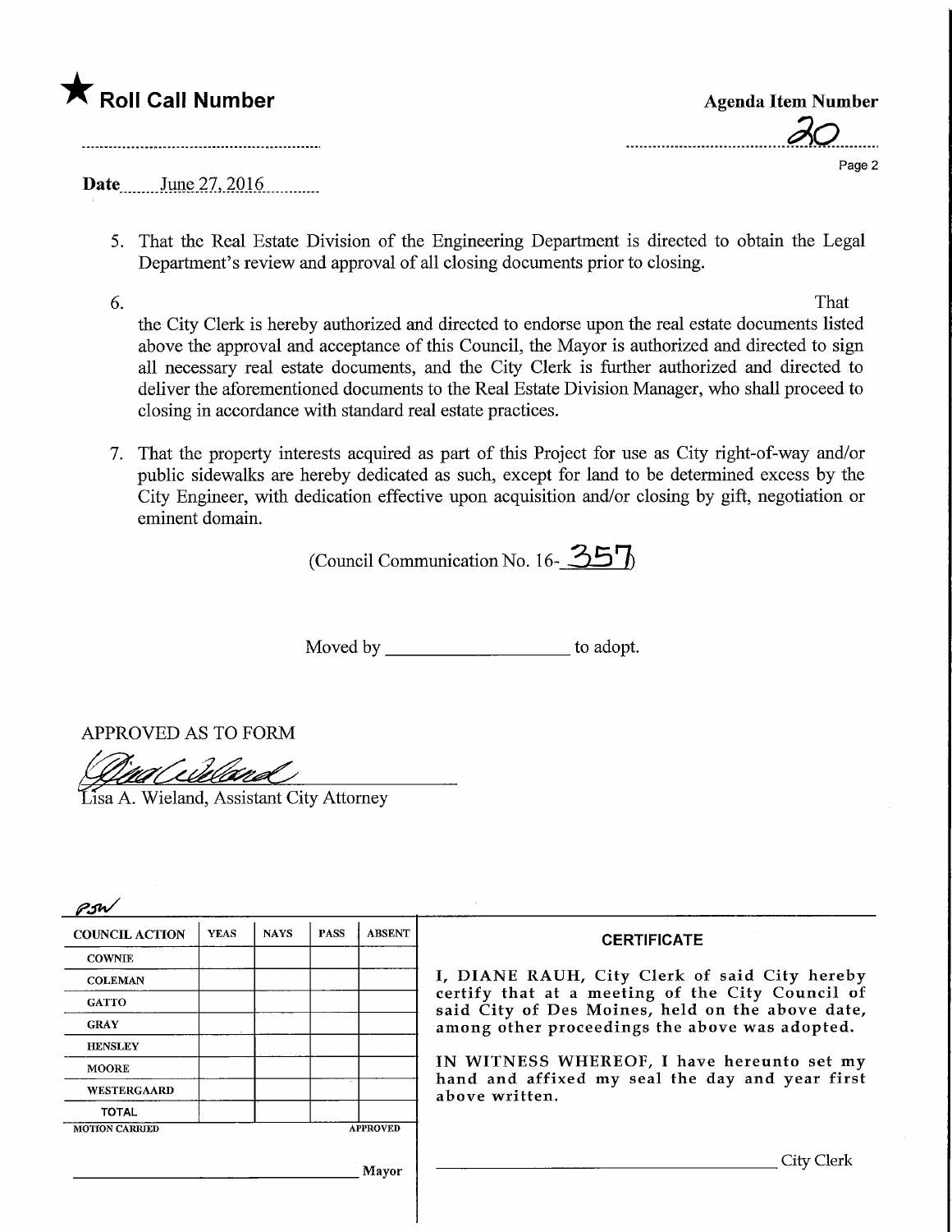★ **Roll Call Number**

**Agenda Item Number**

20

**Date** June 27, 2016

5. That the Real Estate Division of the Engineering Department is directed to obtain the Legal Department's review and approval of all closing documents prior to closing.

6. That the City Clerk is hereby authorized and directed to endorse upon the real estate documents listed above the approval and acceptance of this Council, the Mayor is authorized and directed to sign all necessary real estate documents, and the City Clerk is further authorized and directed to deliver the aforementioned documents to the Real Estate Division Manager, who shall proceed to closing in accordance with standard real estate practices.

7. That the property interests acquired as part of this Project for use as City right-of-way and/or public sidewalks are hereby dedicated as such, except for land to be determined excess by the City Engineer, with dedication effective upon acquisition and/or closing by gift, negotiation or eminent domain.

(Council Communication No. 16-357)

Moved by ____________________ to adopt.

APPROVED AS TO FORM

Lisa A. Wieland, Assistant City Attorney

PSW

| COUNCIL ACTION | YEAS | NAYS | PASS | ABSENT |
|---|---|---|---|---|
| COWNIE | | | | |
| COLEMAN | | | | |
| GATTO | | | | |
| GRAY | | | | |
| HENSLEY | | | | |
| MOORE | | | | |
| WESTERGAARD | | | | |
| TOTAL | | | | |

MOTION CARRIED APPROVED

________________________ Mayor

**CERTIFICATE**

I, DIANE RAUH, City Clerk of said City hereby certify that at a meeting of the City Council of said City of Des Moines, held on the above date, among other proceedings the above was adopted.

IN WITNESS WHEREOF, I have hereunto set my hand and affixed my seal the day and year first above written.

________________________ City Clerk